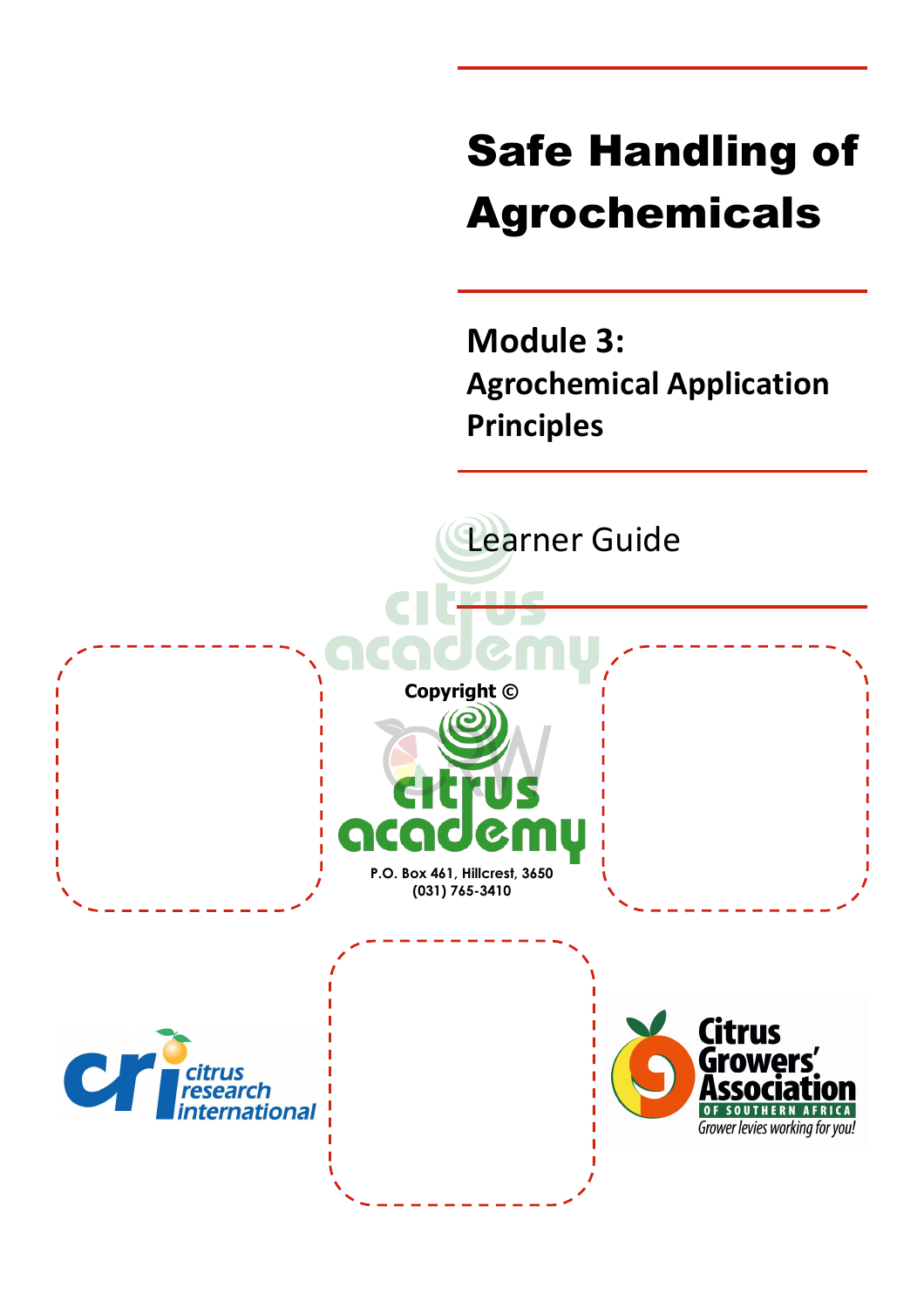# Safe Handling of Agrochemicals

## Module 3:
## Agrochemical Application Principles

Learner Guide

**Copyright ©**

**P.O. Box 461, Hillcrest, 3650**
**(031) 765-3410**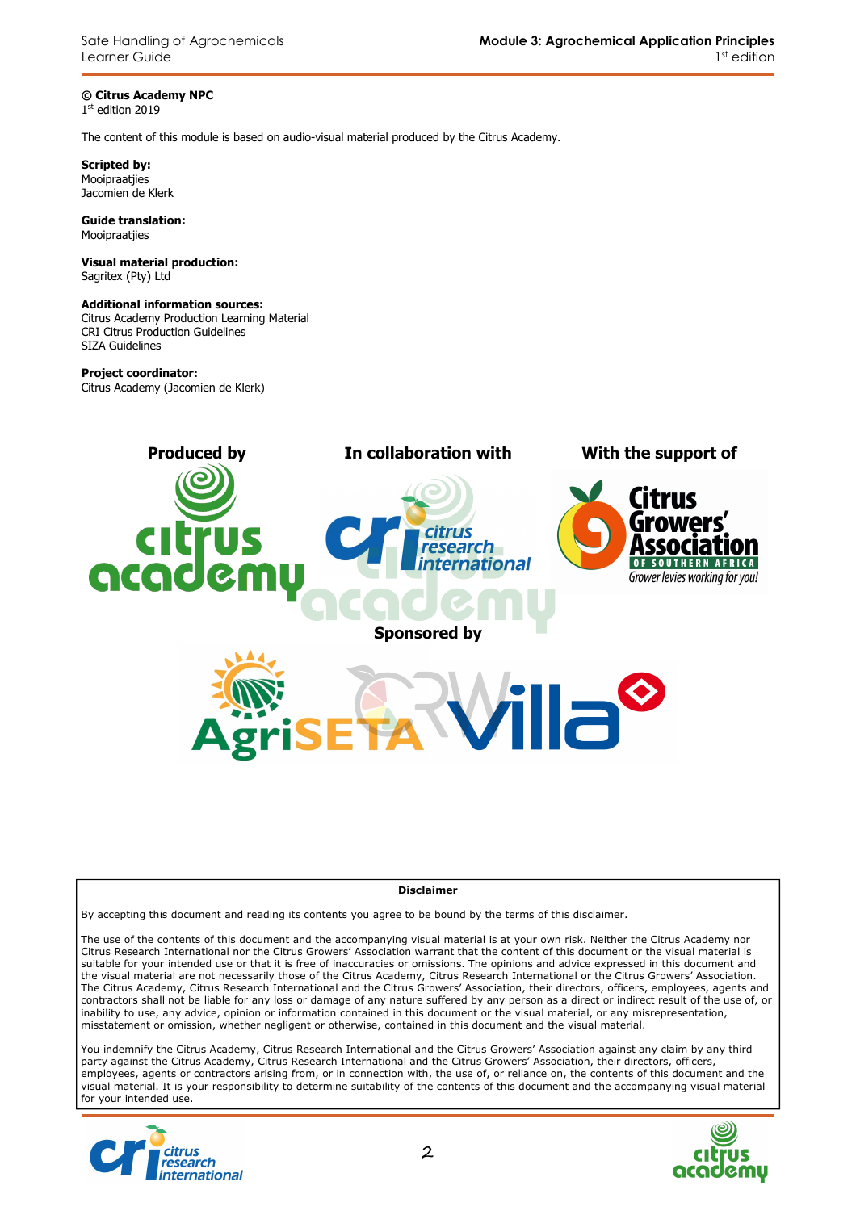**© Citrus Academy NPC**
1st edition 2019

The content of this module is based on audio-visual material produced by the Citrus Academy.

**Scripted by:**
Mooipraatjies
Jacomien de Klerk

**Guide translation:**
Mooipraatjies

**Visual material production:**
Sagritex (Pty) Ltd

**Additional information sources:**
Citrus Academy Production Learning Material
CRI Citrus Production Guidelines
SIZA Guidelines

**Project coordinator:**
Citrus Academy (Jacomien de Klerk)

**Produced by** Citrus Academy

**In collaboration with** Citrus Research International

**With the support of** Citrus Growers' Association of Southern Africa — Grower levies working for you!

**Sponsored by** AgriSETA, Villa

**Disclaimer**

By accepting this document and reading its contents you agree to be bound by the terms of this disclaimer.

The use of the contents of this document and the accompanying visual material is at your own risk. Neither the Citrus Academy nor Citrus Research International nor the Citrus Growers' Association warrant that the content of this document or the visual material is suitable for your intended use or that it is free of inaccuracies or omissions. The opinions and advice expressed in this document and the visual material are not necessarily those of the Citrus Academy, Citrus Research International or the Citrus Growers' Association. The Citrus Academy, Citrus Research International and the Citrus Growers' Association, their directors, officers, employees, agents and contractors shall not be liable for any loss or damage of any nature suffered by any person as a direct or indirect result of the use of, or inability to use, any advice, opinion or information contained in this document or the visual material, or any misrepresentation, misstatement or omission, whether negligent or otherwise, contained in this document and the visual material.

You indemnify the Citrus Academy, Citrus Research International and the Citrus Growers' Association against any claim by any third party against the Citrus Academy, Citrus Research International and the Citrus Growers' Association, their directors, officers, employees, agents or contractors arising from, or in connection with, the use of, or reliance on, the contents of this document and the visual material. It is your responsibility to determine suitability of the contents of this document and the accompanying visual material for your intended use.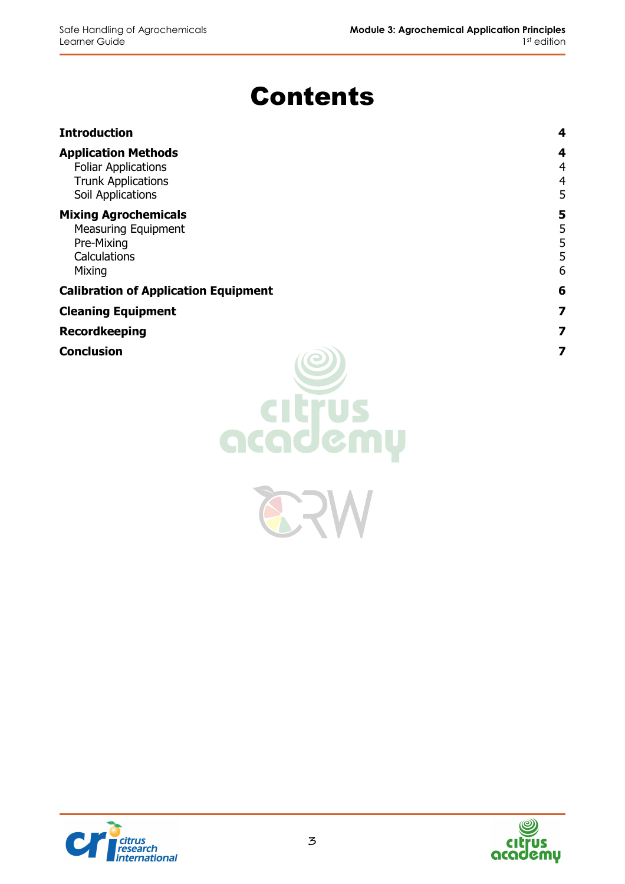# Contents

| | |
|---|---|
| **Introduction** | **4** |
| **Application Methods** | **4** |
| Foliar Applications | 4 |
| Trunk Applications | 4 |
| Soil Applications | 5 |
| **Mixing Agrochemicals** | **5** |
| Measuring Equipment | 5 |
| Pre-Mixing | 5 |
| Calculations | 5 |
| Mixing | 6 |
| **Calibration of Application Equipment** | **6** |
| **Cleaning Equipment** | **7** |
| **Recordkeeping** | **7** |
| **Conclusion** | **7** |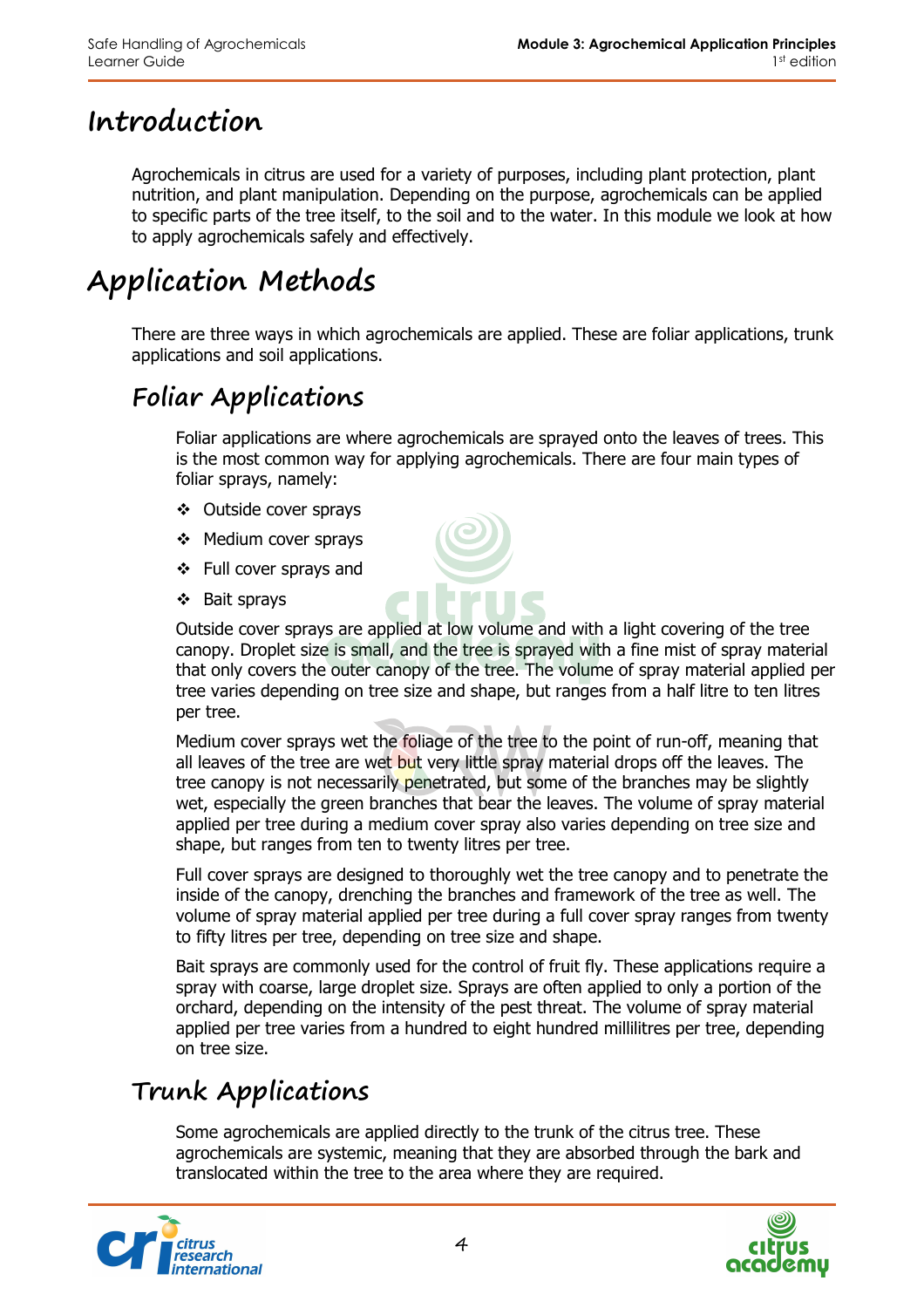# Introduction

Agrochemicals in citrus are used for a variety of purposes, including plant protection, plant nutrition, and plant manipulation. Depending on the purpose, agrochemicals can be applied to specific parts of the tree itself, to the soil and to the water. In this module we look at how to apply agrochemicals safely and effectively.

# Application Methods

There are three ways in which agrochemicals are applied. These are foliar applications, trunk applications and soil applications.

## Foliar Applications

Foliar applications are where agrochemicals are sprayed onto the leaves of trees. This is the most common way for applying agrochemicals. There are four main types of foliar sprays, namely:

- Outside cover sprays
- Medium cover sprays
- Full cover sprays and
- Bait sprays

Outside cover sprays are applied at low volume and with a light covering of the tree canopy. Droplet size is small, and the tree is sprayed with a fine mist of spray material that only covers the outer canopy of the tree. The volume of spray material applied per tree varies depending on tree size and shape, but ranges from a half litre to ten litres per tree.

Medium cover sprays wet the foliage of the tree to the point of run-off, meaning that all leaves of the tree are wet but very little spray material drops off the leaves. The tree canopy is not necessarily penetrated, but some of the branches may be slightly wet, especially the green branches that bear the leaves. The volume of spray material applied per tree during a medium cover spray also varies depending on tree size and shape, but ranges from ten to twenty litres per tree.

Full cover sprays are designed to thoroughly wet the tree canopy and to penetrate the inside of the canopy, drenching the branches and framework of the tree as well. The volume of spray material applied per tree during a full cover spray ranges from twenty to fifty litres per tree, depending on tree size and shape.

Bait sprays are commonly used for the control of fruit fly. These applications require a spray with coarse, large droplet size. Sprays are often applied to only a portion of the orchard, depending on the intensity of the pest threat. The volume of spray material applied per tree varies from a hundred to eight hundred millilitres per tree, depending on tree size.

## Trunk Applications

Some agrochemicals are applied directly to the trunk of the citrus tree. These agrochemicals are systemic, meaning that they are absorbed through the bark and translocated within the tree to the area where they are required.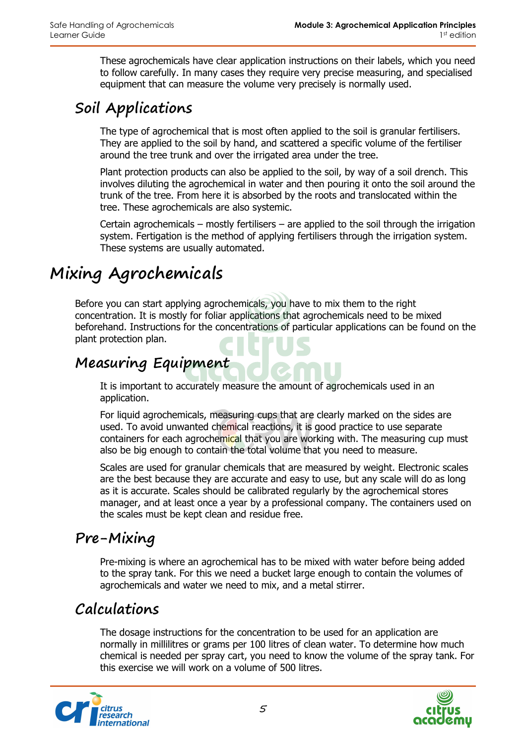These agrochemicals have clear application instructions on their labels, which you need to follow carefully. In many cases they require very precise measuring, and specialised equipment that can measure the volume very precisely is normally used.

## Soil Applications

The type of agrochemical that is most often applied to the soil is granular fertilisers. They are applied to the soil by hand, and scattered a specific volume of the fertiliser around the tree trunk and over the irrigated area under the tree.

Plant protection products can also be applied to the soil, by way of a soil drench. This involves diluting the agrochemical in water and then pouring it onto the soil around the trunk of the tree. From here it is absorbed by the roots and translocated within the tree. These agrochemicals are also systemic.

Certain agrochemicals – mostly fertilisers – are applied to the soil through the irrigation system. Fertigation is the method of applying fertilisers through the irrigation system. These systems are usually automated.

# Mixing Agrochemicals

Before you can start applying agrochemicals, you have to mix them to the right concentration. It is mostly for foliar applications that agrochemicals need to be mixed beforehand. Instructions for the concentrations of particular applications can be found on the plant protection plan.

## Measuring Equipment

It is important to accurately measure the amount of agrochemicals used in an application.

For liquid agrochemicals, measuring cups that are clearly marked on the sides are used. To avoid unwanted chemical reactions, it is good practice to use separate containers for each agrochemical that you are working with. The measuring cup must also be big enough to contain the total volume that you need to measure.

Scales are used for granular chemicals that are measured by weight. Electronic scales are the best because they are accurate and easy to use, but any scale will do as long as it is accurate. Scales should be calibrated regularly by the agrochemical stores manager, and at least once a year by a professional company. The containers used on the scales must be kept clean and residue free.

## Pre-Mixing

Pre-mixing is where an agrochemical has to be mixed with water before being added to the spray tank. For this we need a bucket large enough to contain the volumes of agrochemicals and water we need to mix, and a metal stirrer.

## Calculations

The dosage instructions for the concentration to be used for an application are normally in millilitres or grams per 100 litres of clean water. To determine how much chemical is needed per spray cart, you need to know the volume of the spray tank. For this exercise we will work on a volume of 500 litres.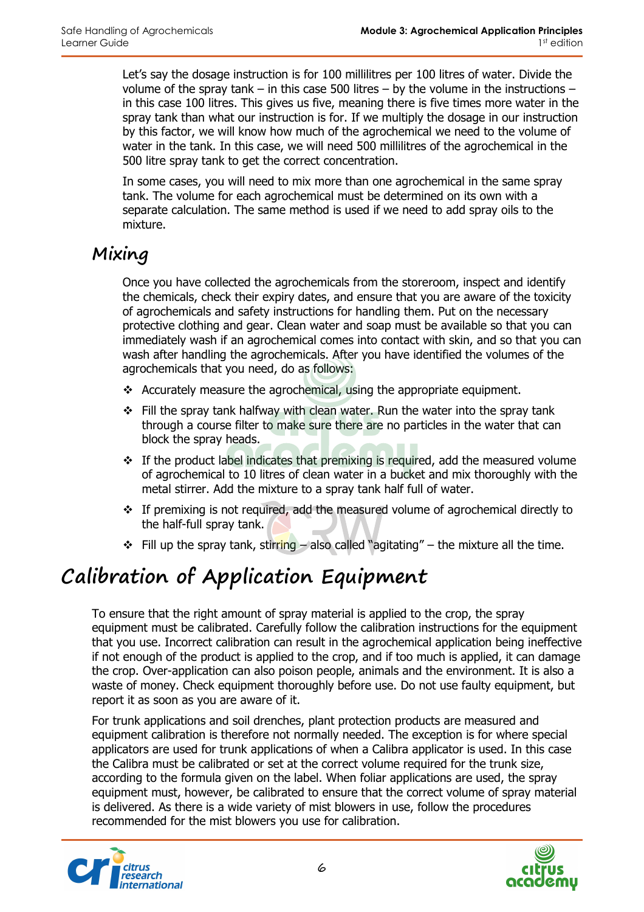Let's say the dosage instruction is for 100 millilitres per 100 litres of water. Divide the volume of the spray tank – in this case 500 litres – by the volume in the instructions – in this case 100 litres. This gives us five, meaning there is five times more water in the spray tank than what our instruction is for. If we multiply the dosage in our instruction by this factor, we will know how much of the agrochemical we need to the volume of water in the tank. In this case, we will need 500 millilitres of the agrochemical in the 500 litre spray tank to get the correct concentration.

In some cases, you will need to mix more than one agrochemical in the same spray tank. The volume for each agrochemical must be determined on its own with a separate calculation. The same method is used if we need to add spray oils to the mixture.

## Mixing

Once you have collected the agrochemicals from the storeroom, inspect and identify the chemicals, check their expiry dates, and ensure that you are aware of the toxicity of agrochemicals and safety instructions for handling them. Put on the necessary protective clothing and gear. Clean water and soap must be available so that you can immediately wash if an agrochemical comes into contact with skin, and so that you can wash after handling the agrochemicals. After you have identified the volumes of the agrochemicals that you need, do as follows:

- Accurately measure the agrochemical, using the appropriate equipment.
- Fill the spray tank halfway with clean water. Run the water into the spray tank through a course filter to make sure there are no particles in the water that can block the spray heads.
- If the product label indicates that premixing is required, add the measured volume of agrochemical to 10 litres of clean water in a bucket and mix thoroughly with the metal stirrer. Add the mixture to a spray tank half full of water.
- If premixing is not required, add the measured volume of agrochemical directly to the half-full spray tank.
- Fill up the spray tank, stirring – also called "agitating" – the mixture all the time.

# Calibration of Application Equipment

To ensure that the right amount of spray material is applied to the crop, the spray equipment must be calibrated. Carefully follow the calibration instructions for the equipment that you use. Incorrect calibration can result in the agrochemical application being ineffective if not enough of the product is applied to the crop, and if too much is applied, it can damage the crop. Over-application can also poison people, animals and the environment. It is also a waste of money. Check equipment thoroughly before use. Do not use faulty equipment, but report it as soon as you are aware of it.

For trunk applications and soil drenches, plant protection products are measured and equipment calibration is therefore not normally needed. The exception is for where special applicators are used for trunk applications of when a Calibra applicator is used. In this case the Calibra must be calibrated or set at the correct volume required for the trunk size, according to the formula given on the label. When foliar applications are used, the spray equipment must, however, be calibrated to ensure that the correct volume of spray material is delivered. As there is a wide variety of mist blowers in use, follow the procedures recommended for the mist blowers you use for calibration.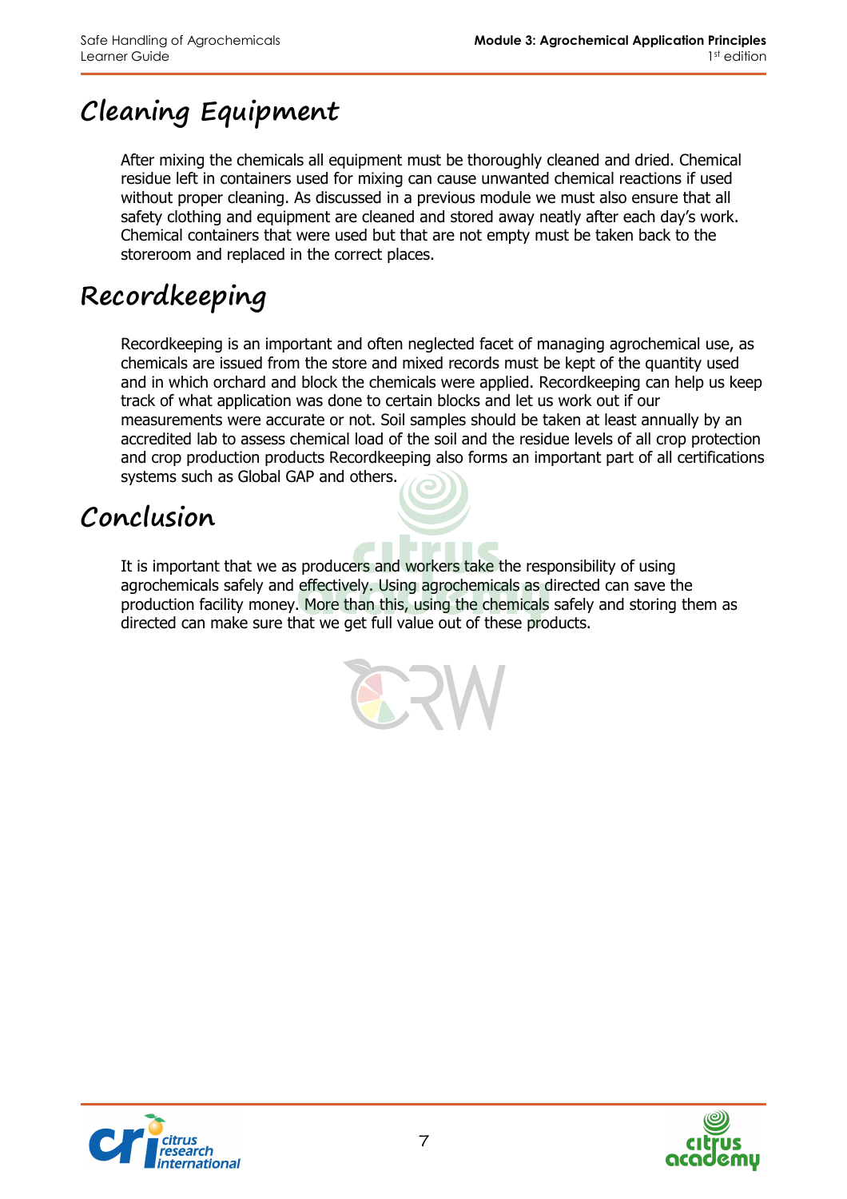# Cleaning Equipment

After mixing the chemicals all equipment must be thoroughly cleaned and dried. Chemical residue left in containers used for mixing can cause unwanted chemical reactions if used without proper cleaning. As discussed in a previous module we must also ensure that all safety clothing and equipment are cleaned and stored away neatly after each day's work. Chemical containers that were used but that are not empty must be taken back to the storeroom and replaced in the correct places.

# Recordkeeping

Recordkeeping is an important and often neglected facet of managing agrochemical use, as chemicals are issued from the store and mixed records must be kept of the quantity used and in which orchard and block the chemicals were applied. Recordkeeping can help us keep track of what application was done to certain blocks and let us work out if our measurements were accurate or not. Soil samples should be taken at least annually by an accredited lab to assess chemical load of the soil and the residue levels of all crop protection and crop production products Recordkeeping also forms an important part of all certifications systems such as Global GAP and others.

# Conclusion

It is important that we as producers and workers take the responsibility of using agrochemicals safely and effectively. Using agrochemicals as directed can save the production facility money. More than this, using the chemicals safely and storing them as directed can make sure that we get full value out of these products.